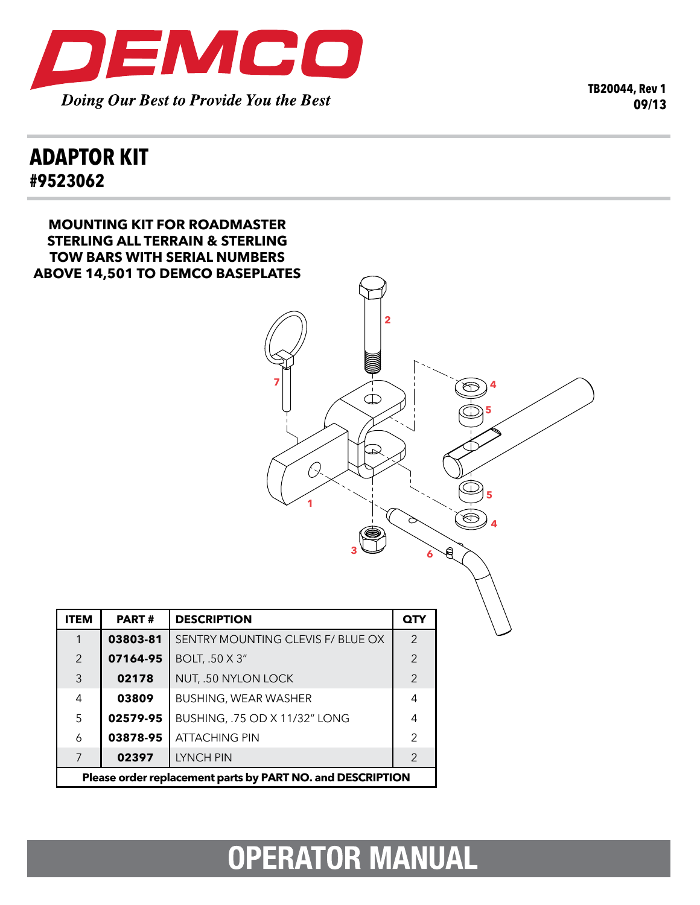# DEMCO

*Doing Our Best to Provide You the Best*

**TB20044, Rev 1**
**09/13**

## ADAPTOR KIT
## #9523062

**MOUNTING KIT FOR ROADMASTER STERLING ALL TERRAIN & STERLING TOW BARS WITH SERIAL NUMBERS ABOVE 14,501 TO DEMCO BASEPLATES**

| ITEM | PART # | DESCRIPTION | QTY |
|---|---|---|---|
| 1 | **03803-81** | SENTRY MOUNTING CLEVIS F/ BLUE OX | 2 |
| 2 | **07164-95** | BOLT, .50 X 3" | 2 |
| 3 | **02178** | NUT, .50 NYLON LOCK | 2 |
| 4 | **03809** | BUSHING, WEAR WASHER | 4 |
| 5 | **02579-95** | BUSHING, .75 OD X 11/32" LONG | 4 |
| 6 | **03878-95** | ATTACHING PIN | 2 |
| 7 | **02397** | LYNCH PIN | 2 |
| **Please order replacement parts by PART NO. and DESCRIPTION** | | | |

# OPERATOR MANUAL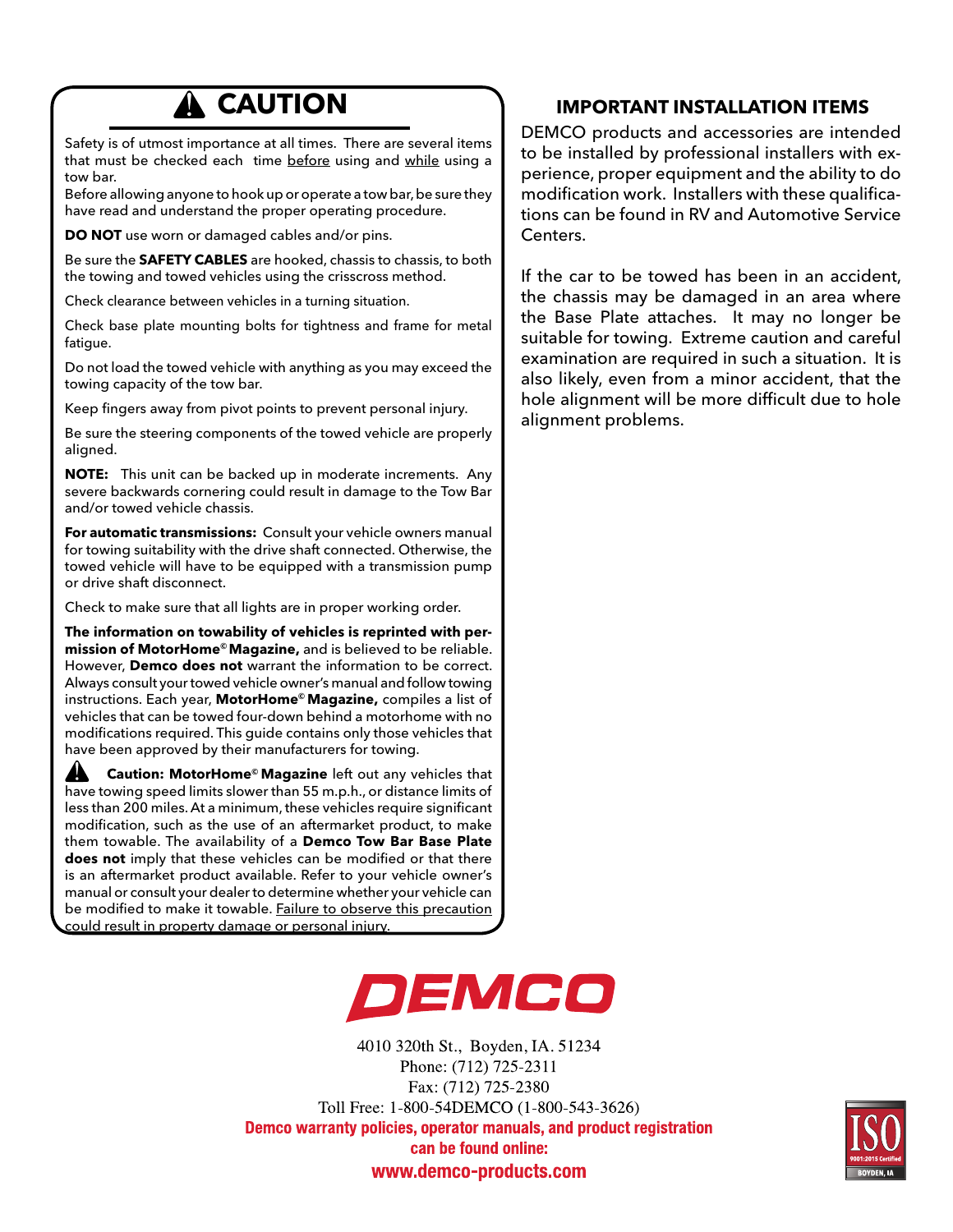# ⚠ CAUTION

Safety is of utmost importance at all times. There are several items that must be checked each time before using and while using a tow bar.

Before allowing anyone to hook up or operate a tow bar, be sure they have read and understand the proper operating procedure.

**DO NOT** use worn or damaged cables and/or pins.

Be sure the **SAFETY CABLES** are hooked, chassis to chassis, to both the towing and towed vehicles using the crisscross method.

Check clearance between vehicles in a turning situation.

Check base plate mounting bolts for tightness and frame for metal fatigue.

Do not load the towed vehicle with anything as you may exceed the towing capacity of the tow bar.

Keep fingers away from pivot points to prevent personal injury.

Be sure the steering components of the towed vehicle are properly aligned.

**NOTE:** This unit can be backed up in moderate increments. Any severe backwards cornering could result in damage to the Tow Bar and/or towed vehicle chassis.

**For automatic transmissions:** Consult your vehicle owners manual for towing suitability with the drive shaft connected. Otherwise, the towed vehicle will have to be equipped with a transmission pump or drive shaft disconnect.

Check to make sure that all lights are in proper working order.

**The information on towability of vehicles is reprinted with permission of MotorHome© Magazine,** and is believed to be reliable. However, **Demco does not** warrant the information to be correct. Always consult your towed vehicle owner's manual and follow towing instructions. Each year, **MotorHome© Magazine,** compiles a list of vehicles that can be towed four-down behind a motorhome with no modifications required. This guide contains only those vehicles that have been approved by their manufacturers for towing.

⚠ **Caution: MotorHome© Magazine** left out any vehicles that have towing speed limits slower than 55 m.p.h., or distance limits of less than 200 miles. At a minimum, these vehicles require significant modification, such as the use of an aftermarket product, to make them towable. The availability of a **Demco Tow Bar Base Plate does not** imply that these vehicles can be modified or that there is an aftermarket product available. Refer to your vehicle owner's manual or consult your dealer to determine whether your vehicle can be modified to make it towable. Failure to observe this precaution could result in property damage or personal injury.

## IMPORTANT INSTALLATION ITEMS

DEMCO products and accessories are intended to be installed by professional installers with experience, proper equipment and the ability to do modification work. Installers with these qualifications can be found in RV and Automotive Service Centers.

If the car to be towed has been in an accident, the chassis may be damaged in an area where the Base Plate attaches. It may no longer be suitable for towing. Extreme caution and careful examination are required in such a situation. It is also likely, even from a minor accident, that the hole alignment will be more difficult due to hole alignment problems.

DEMCO

4010 320th St., Boyden, IA. 51234
Phone: (712) 725-2311
Fax: (712) 725-2380
Toll Free: 1-800-54DEMCO (1-800-543-3626)

**Demco warranty policies, operator manuals, and product registration can be found online:**
**www.demco-products.com**

ISO 9001:2015 Certified BOYDEN, IA